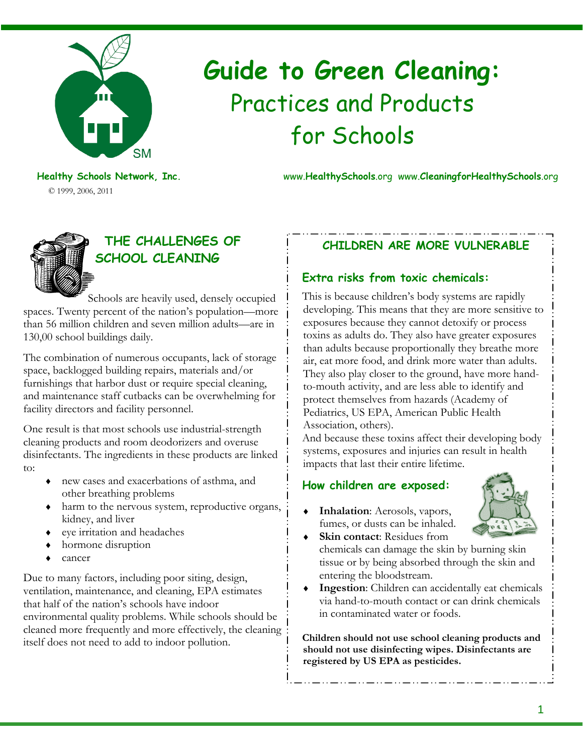# Guide to Green Cleaning: Practices and Products for Schools

**Healthy Schools Network, Inc.**

© 1999, 2006, 2011

www.**HealthySchools**.org www.**CleaningforHealthySchools**.org

## THE CHALLENGES OF SCHOOL CLEANING

Schools are heavily used, densely occupied spaces. Twenty percent of the nation's population—more than 56 million children and seven million adults—are in 130,00 school buildings daily.

The combination of numerous occupants, lack of storage space, backlogged building repairs, materials and/or furnishings that harbor dust or require special cleaning, and maintenance staff cutbacks can be overwhelming for facility directors and facility personnel.

One result is that most schools use industrial-strength cleaning products and room deodorizers and overuse disinfectants. The ingredients in these products are linked to:

- new cases and exacerbations of asthma, and other breathing problems
- harm to the nervous system, reproductive organs, kidney, and liver
- eye irritation and headaches
- hormone disruption
- cancer

Due to many factors, including poor siting, design, ventilation, maintenance, and cleaning, EPA estimates that half of the nation's schools have indoor environmental quality problems. While schools should be cleaned more frequently and more effectively, the cleaning itself does not need to add to indoor pollution.

## CHILDREN ARE MORE VULNERABLE

### Extra risks from toxic chemicals:

This is because children's body systems are rapidly developing. This means that they are more sensitive to exposures because they cannot detoxify or process toxins as adults do. They also have greater exposures than adults because proportionally they breathe more air, eat more food, and drink more water than adults. They also play closer to the ground, have more hand-to-mouth activity, and are less able to identify and protect themselves from hazards (Academy of Pediatrics, US EPA, American Public Health Association, others).

And because these toxins affect their developing body systems, exposures and injuries can result in health impacts that last their entire lifetime.

### How children are exposed:

- **Inhalation**: Aerosols, vapors, fumes, or dusts can be inhaled.
- **Skin contact**: Residues from chemicals can damage the skin by burning skin tissue or by being absorbed through the skin and entering the bloodstream.
- **Ingestion**: Children can accidentally eat chemicals via hand-to-mouth contact or can drink chemicals in contaminated water or foods.

**Children should not use school cleaning products and should not use disinfecting wipes. Disinfectants are registered by US EPA as pesticides.**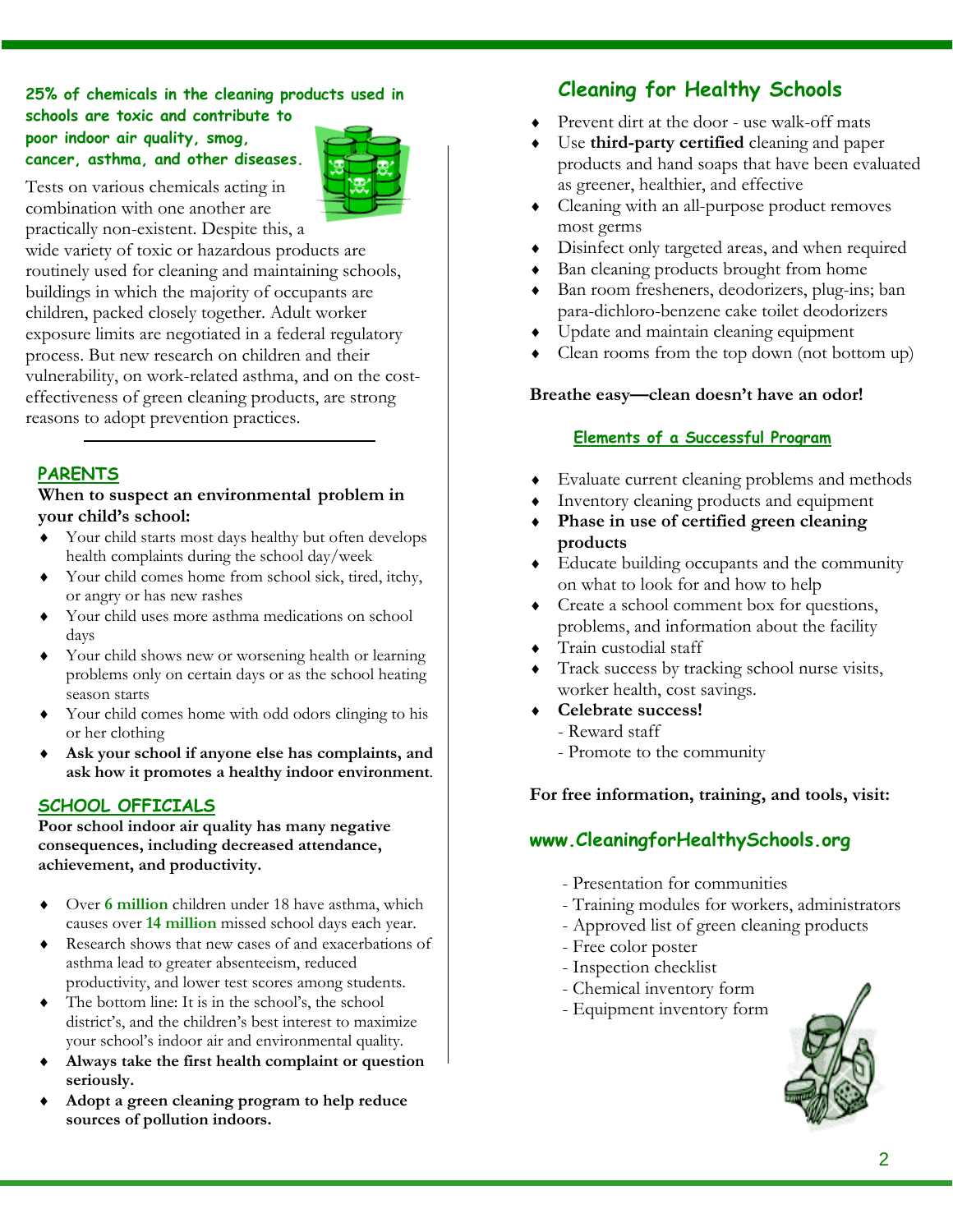**25% of chemicals in the cleaning products used in schools are toxic and contribute to poor indoor air quality, smog, cancer, asthma, and other diseases.**

Tests on various chemicals acting in combination with one another are practically non-existent. Despite this, a wide variety of toxic or hazardous products are routinely used for cleaning and maintaining schools, buildings in which the majority of occupants are children, packed closely together. Adult worker exposure limits are negotiated in a federal regulatory process. But new research on children and their vulnerability, on work-related asthma, and on the cost-effectiveness of green cleaning products, are strong reasons to adopt prevention practices.

## PARENTS

**When to suspect an environmental problem in your child's school:**

- Your child starts most days healthy but often develops health complaints during the school day/week
- Your child comes home from school sick, tired, itchy, or angry or has new rashes
- Your child uses more asthma medications on school days
- Your child shows new or worsening health or learning problems only on certain days or as the school heating season starts
- Your child comes home with odd odors clinging to his or her clothing
- **Ask your school if anyone else has complaints, and ask how it promotes a healthy indoor environment**.

## SCHOOL OFFICIALS

**Poor school indoor air quality has many negative consequences, including decreased attendance, achievement, and productivity.**

- Over **6 million** children under 18 have asthma, which causes over **14 million** missed school days each year.
- Research shows that new cases of and exacerbations of asthma lead to greater absenteeism, reduced productivity, and lower test scores among students.
- The bottom line: It is in the school's, the school district's, and the children's best interest to maximize your school's indoor air and environmental quality.
- **Always take the first health complaint or question seriously.**
- **Adopt a green cleaning program to help reduce sources of pollution indoors.**

## Cleaning for Healthy Schools

- Prevent dirt at the door - use walk-off mats
- Use **third-party certified** cleaning and paper products and hand soaps that have been evaluated as greener, healthier, and effective
- Cleaning with an all-purpose product removes most germs
- Disinfect only targeted areas, and when required
- Ban cleaning products brought from home
- Ban room fresheners, deodorizers, plug-ins; ban para-dichloro-benzene cake toilet deodorizers
- Update and maintain cleaning equipment
- Clean rooms from the top down (not bottom up)

**Breathe easy—clean doesn't have an odor!**

### Elements of a Successful Program

- Evaluate current cleaning problems and methods
- Inventory cleaning products and equipment
- **Phase in use of certified green cleaning products**
- Educate building occupants and the community on what to look for and how to help
- Create a school comment box for questions, problems, and information about the facility
- Train custodial staff
- Track success by tracking school nurse visits, worker health, cost savings.
- **Celebrate success!**
  - Reward staff
  - Promote to the community

**For free information, training, and tools, visit:**

**www.CleaningforHealthySchools.org**

- Presentation for communities
- Training modules for workers, administrators
- Approved list of green cleaning products
- Free color poster
- Inspection checklist
- Chemical inventory form
- Equipment inventory form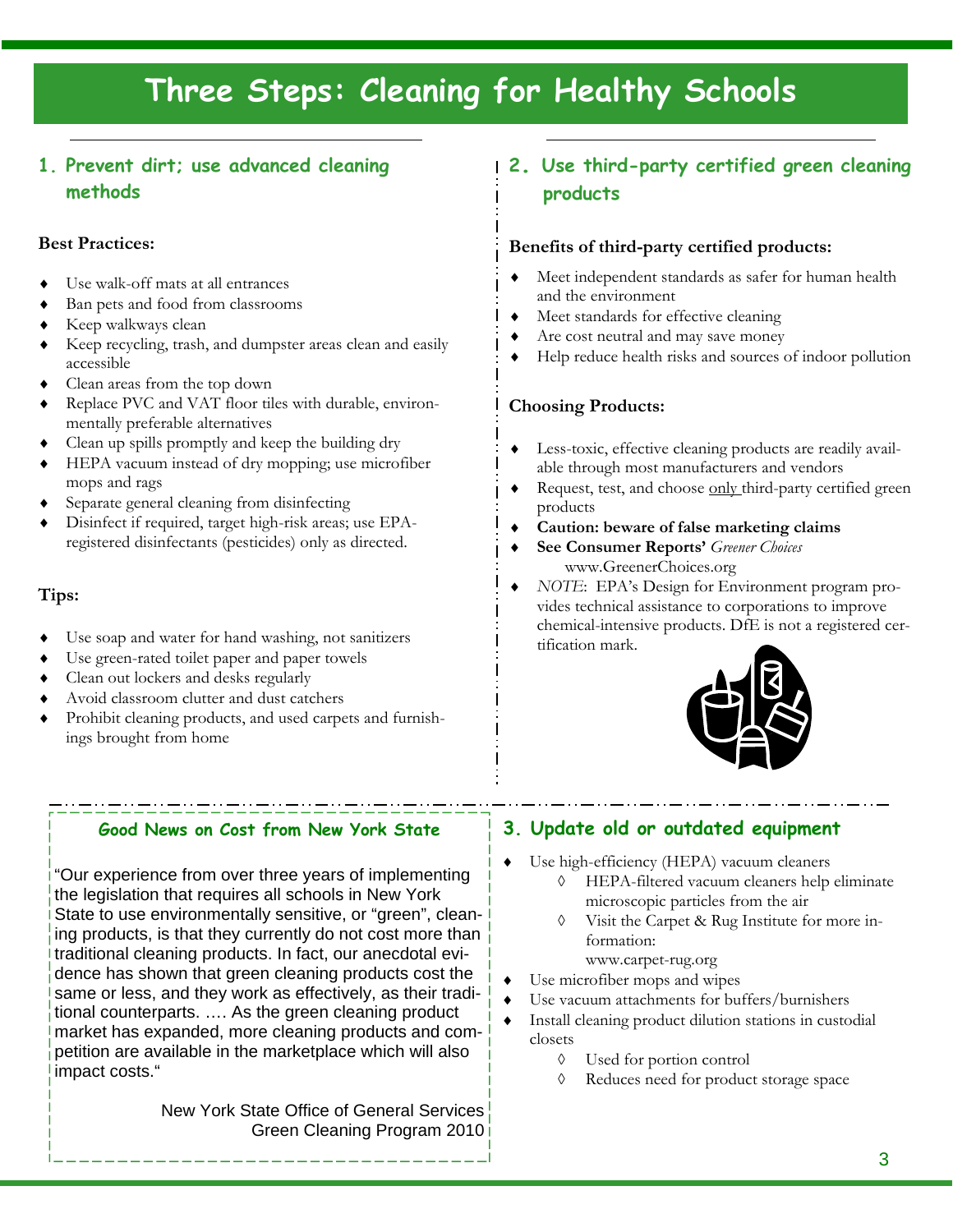# Three Steps: Cleaning for Healthy Schools

## 1. Prevent dirt; use advanced cleaning methods

**Best Practices:**

- Use walk-off mats at all entrances
- Ban pets and food from classrooms
- Keep walkways clean
- Keep recycling, trash, and dumpster areas clean and easily accessible
- Clean areas from the top down
- Replace PVC and VAT floor tiles with durable, environmentally preferable alternatives
- Clean up spills promptly and keep the building dry
- HEPA vacuum instead of dry mopping; use microfiber mops and rags
- Separate general cleaning from disinfecting
- Disinfect if required, target high-risk areas; use EPA-registered disinfectants (pesticides) only as directed.

**Tips:**

- Use soap and water for hand washing, not sanitizers
- Use green-rated toilet paper and paper towels
- Clean out lockers and desks regularly
- Avoid classroom clutter and dust catchers
- Prohibit cleaning products, and used carpets and furnishings brought from home

## 2. Use third-party certified green cleaning products

**Benefits of third-party certified products:**

- Meet independent standards as safer for human health and the environment
- Meet standards for effective cleaning
- Are cost neutral and may save money
- Help reduce health risks and sources of indoor pollution

**Choosing Products:**

- Less-toxic, effective cleaning products are readily available through most manufacturers and vendors
- Request, test, and choose only third-party certified green products
- **Caution: beware of false marketing claims**
- **See Consumer Reports'** *Greener Choices* www.GreenerChoices.org
- *NOTE*: EPA's Design for Environment program provides technical assistance to corporations to improve chemical-intensive products. DfE is not a registered certification mark.

### Good News on Cost from New York State

"Our experience from over three years of implementing the legislation that requires all schools in New York State to use environmentally sensitive, or "green", cleaning products, is that they currently do not cost more than traditional cleaning products. In fact, our anecdotal evidence has shown that green cleaning products cost the same or less, and they work as effectively, as their traditional counterparts. …. As the green cleaning product market has expanded, more cleaning products and competition are available in the marketplace which will also impact costs."

New York State Office of General Services
Green Cleaning Program 2010

## 3. Update old or outdated equipment

- Use high-efficiency (HEPA) vacuum cleaners
  - HEPA-filtered vacuum cleaners help eliminate microscopic particles from the air
  - Visit the Carpet & Rug Institute for more information: www.carpet-rug.org
- Use microfiber mops and wipes
- Use vacuum attachments for buffers/burnishers
- Install cleaning product dilution stations in custodial closets
  - Used for portion control
  - Reduces need for product storage space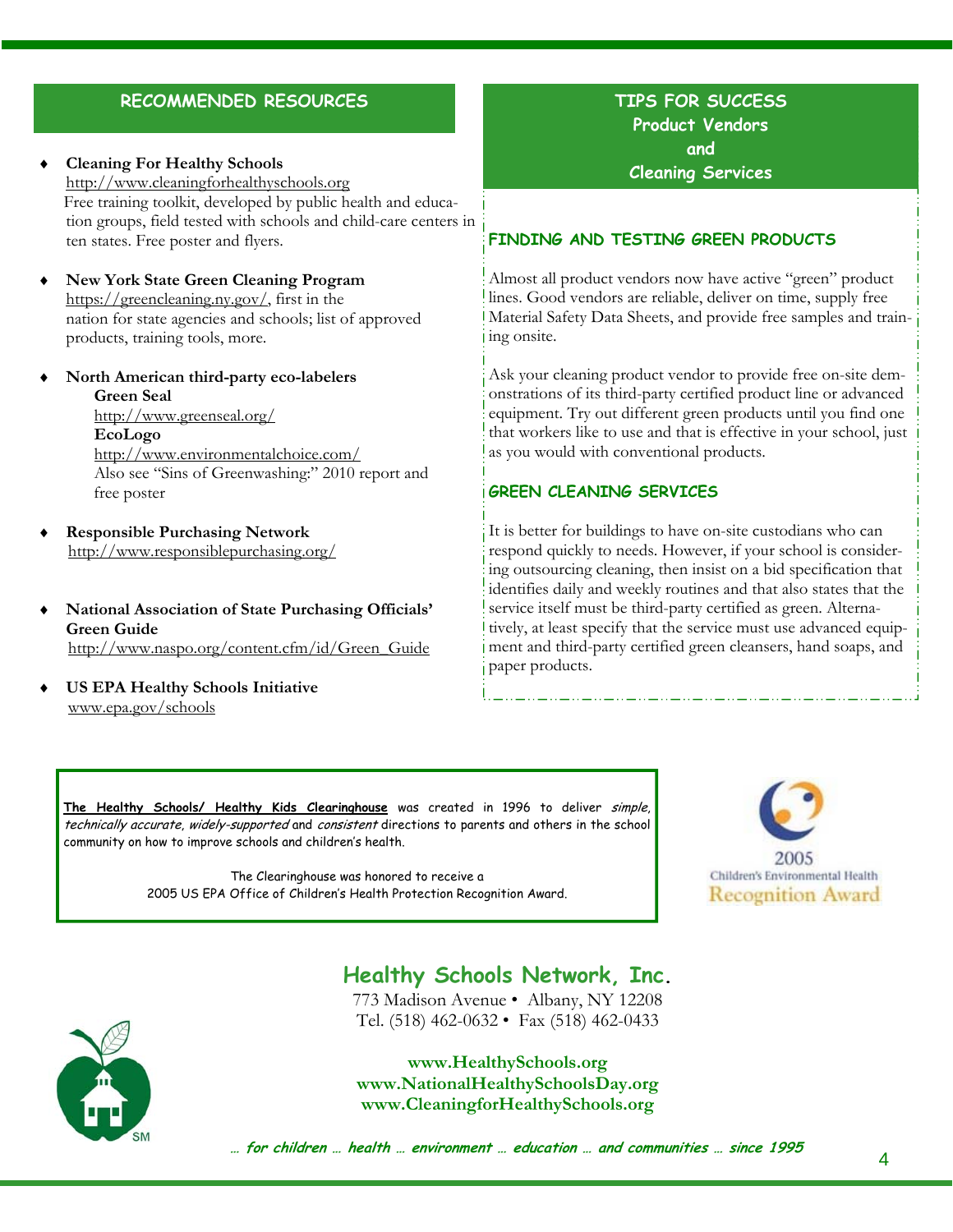## RECOMMENDED RESOURCES

- **Cleaning For Healthy Schools**
  http://www.cleaningforhealthyschools.org
  Free training toolkit, developed by public health and education groups, field tested with schools and child-care centers in ten states. Free poster and flyers.

- **New York State Green Cleaning Program**
  https://greencleaning.ny.gov/, first in the nation for state agencies and schools; list of approved products, training tools, more.

- **North American third-party eco-labelers**
  **Green Seal**
  http://www.greenseal.org/
  **EcoLogo**
  http://www.environmentalchoice.com/
  Also see "Sins of Greenwashing:" 2010 report and free poster

- **Responsible Purchasing Network**
  http://www.responsiblepurchasing.org/

- **National Association of State Purchasing Officials' Green Guide**
  http://www.naspo.org/content.cfm/id/Green_Guide

- **US EPA Healthy Schools Initiative**
  www.epa.gov/schools

## TIPS FOR SUCCESS Product Vendors and Cleaning Services

### FINDING AND TESTING GREEN PRODUCTS

Almost all product vendors now have active "green" product lines. Good vendors are reliable, deliver on time, supply free Material Safety Data Sheets, and provide free samples and training onsite.

Ask your cleaning product vendor to provide free on-site demonstrations of its third-party certified product line or advanced equipment. Try out different green products until you find one that workers like to use and that is effective in your school, just as you would with conventional products.

### GREEN CLEANING SERVICES

It is better for buildings to have on-site custodians who can respond quickly to needs. However, if your school is considering outsourcing cleaning, then insist on a bid specification that identifies daily and weekly routines and that also states that the service itself must be third-party certified as green. Alternatively, at least specify that the service must use advanced equipment and third-party certified green cleansers, hand soaps, and paper products.

**The Healthy Schools/ Healthy Kids Clearinghouse** was created in 1996 to deliver *simple*, *technically accurate*, *widely-supported* and *consistent* directions to parents and others in the school community on how to improve schools and children's health.

The Clearinghouse was honored to receive a 2005 US EPA Office of Children's Health Protection Recognition Award.

2005
Children's Environmental Health
Recognition Award

## Healthy Schools Network, Inc.

773 Madison Avenue • Albany, NY 12208
Tel. (518) 462-0632 • Fax (518) 462-0433

**www.HealthySchools.org**
**www.NationalHealthySchoolsDay.org**
**www.CleaningforHealthySchools.org**

SM

*… for children … health … environment … education … and communities … since 1995*